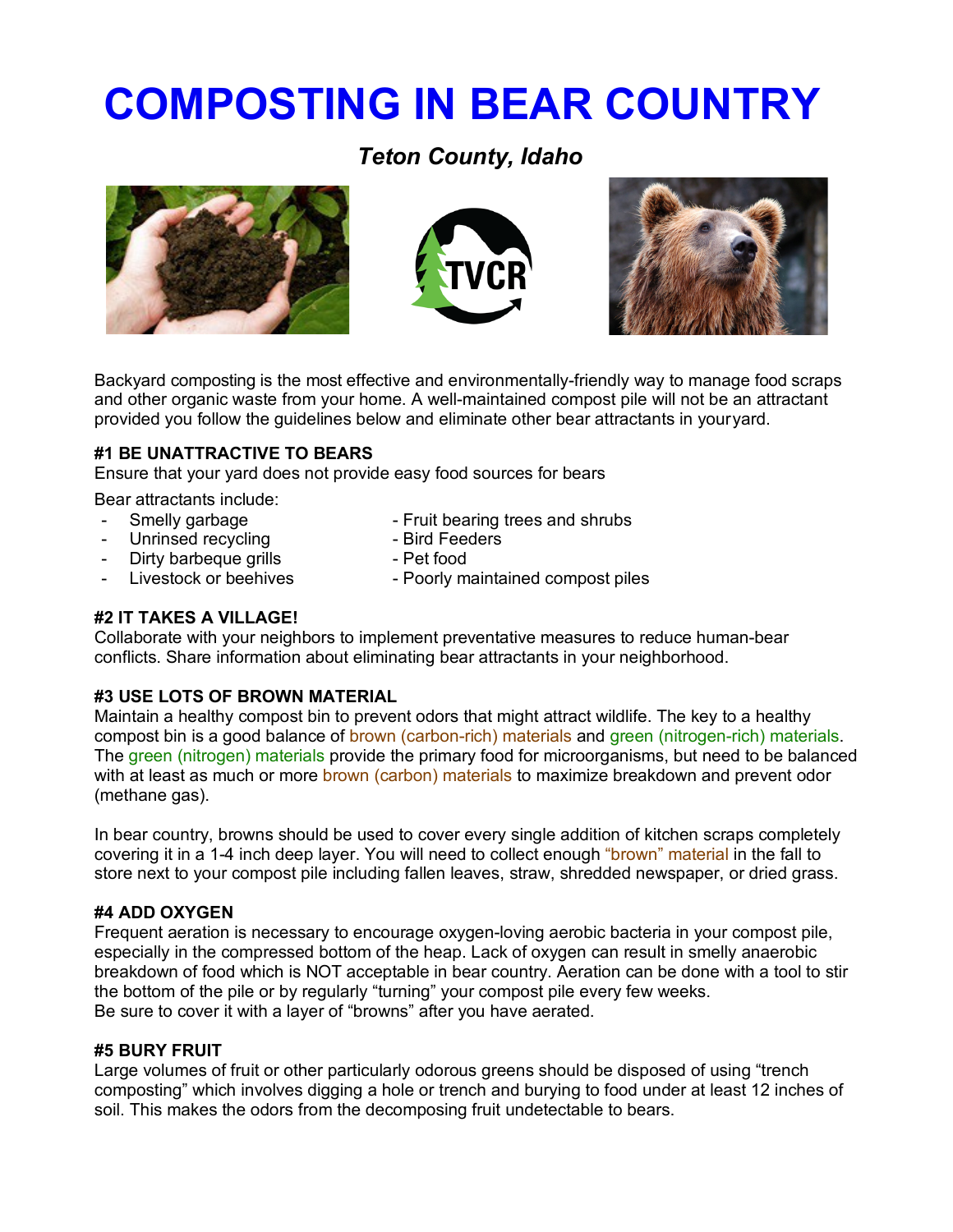# COMPOSTING IN BEAR COUNTRY

### *Teton County, Idaho*

Backyard composting is the most effective and environmentally-friendly way to manage food scraps and other organic waste from your home. A well-maintained compost pile will not be an attractant provided you follow the guidelines below and eliminate other bear attractants in youryard.

**#1 BE UNATTRACTIVE TO BEARS**
Ensure that your yard does not provide easy food sources for bears

Bear attractants include:

- Smelly garbage
- Unrinsed recycling
- Dirty barbeque grills
- Livestock or beehives
- Fruit bearing trees and shrubs
- Bird Feeders
- Pet food
- Poorly maintained compost piles

**#2 IT TAKES A VILLAGE!**
Collaborate with your neighbors to implement preventative measures to reduce human-bear conflicts. Share information about eliminating bear attractants in your neighborhood.

**#3 USE LOTS OF BROWN MATERIAL**
Maintain a healthy compost bin to prevent odors that might attract wildlife. The key to a healthy compost bin is a good balance of brown (carbon-rich) materials and green (nitrogen-rich) materials. The green (nitrogen) materials provide the primary food for microorganisms, but need to be balanced with at least as much or more brown (carbon) materials to maximize breakdown and prevent odor (methane gas).

In bear country, browns should be used to cover every single addition of kitchen scraps completely covering it in a 1-4 inch deep layer. You will need to collect enough "brown" material in the fall to store next to your compost pile including fallen leaves, straw, shredded newspaper, or dried grass.

**#4 ADD OXYGEN**
Frequent aeration is necessary to encourage oxygen-loving aerobic bacteria in your compost pile, especially in the compressed bottom of the heap. Lack of oxygen can result in smelly anaerobic breakdown of food which is NOT acceptable in bear country. Aeration can be done with a tool to stir the bottom of the pile or by regularly "turning" your compost pile every few weeks.
Be sure to cover it with a layer of "browns" after you have aerated.

**#5 BURY FRUIT**
Large volumes of fruit or other particularly odorous greens should be disposed of using "trench composting" which involves digging a hole or trench and burying to food under at least 12 inches of soil. This makes the odors from the decomposing fruit undetectable to bears.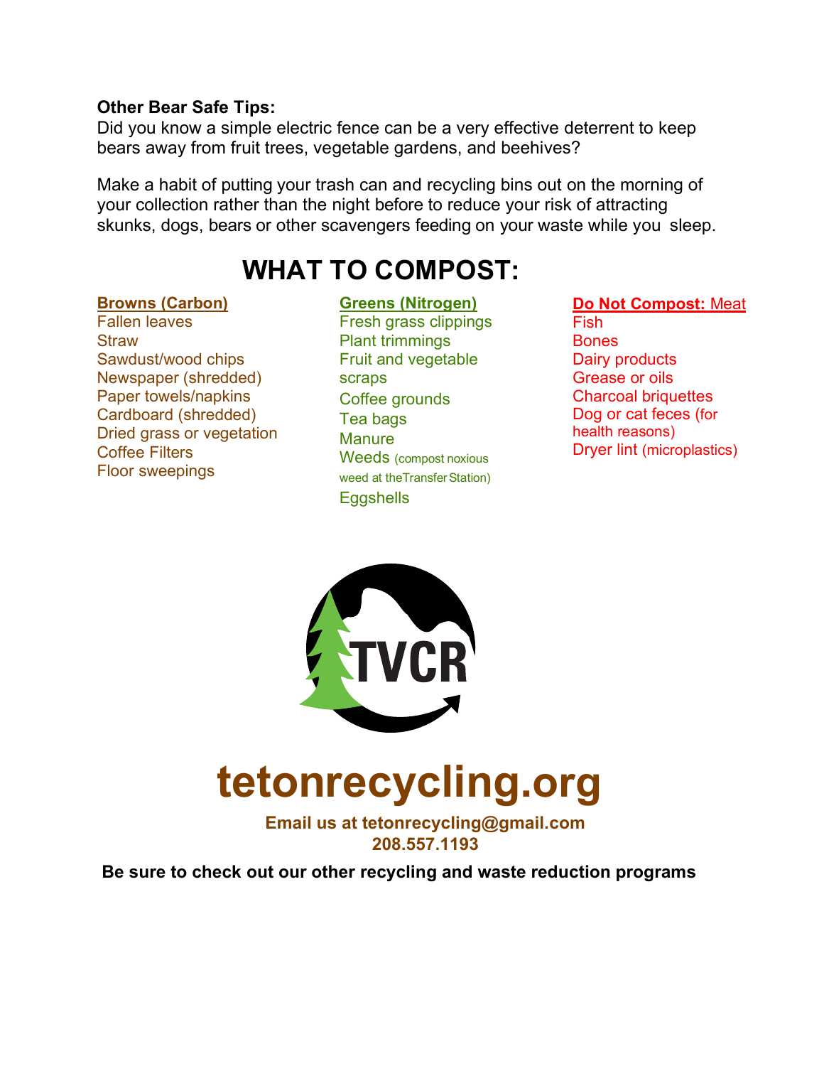**Other Bear Safe Tips:**
Did you know a simple electric fence can be a very effective deterrent to keep bears away from fruit trees, vegetable gardens, and beehives?

Make a habit of putting your trash can and recycling bins out on the morning of your collection rather than the night before to reduce your risk of attracting skunks, dogs, bears or other scavengers feeding on your waste while you sleep.

# WHAT TO COMPOST:

**Browns (Carbon)**
- Fallen leaves
- Straw
- Sawdust/wood chips
- Newspaper (shredded)
- Paper towels/napkins
- Cardboard (shredded)
- Dried grass or vegetation
- Coffee Filters
- Floor sweepings

**Greens (Nitrogen)**
- Fresh grass clippings
- Plant trimmings
- Fruit and vegetable scraps
- Coffee grounds
- Tea bags
- Manure
- Weeds (compost noxious weed at the Transfer Station)
- Eggshells

**Do Not Compost:**
- Meat
- Fish
- Bones
- Dairy products
- Grease or oils
- Charcoal briquettes
- Dog or cat feces (for health reasons)
- Dryer lint (microplastics)

TVCR

# tetonrecycling.org

**Email us at tetonrecycling@gmail.com**
**208.557.1193**

**Be sure to check out our other recycling and waste reduction programs**